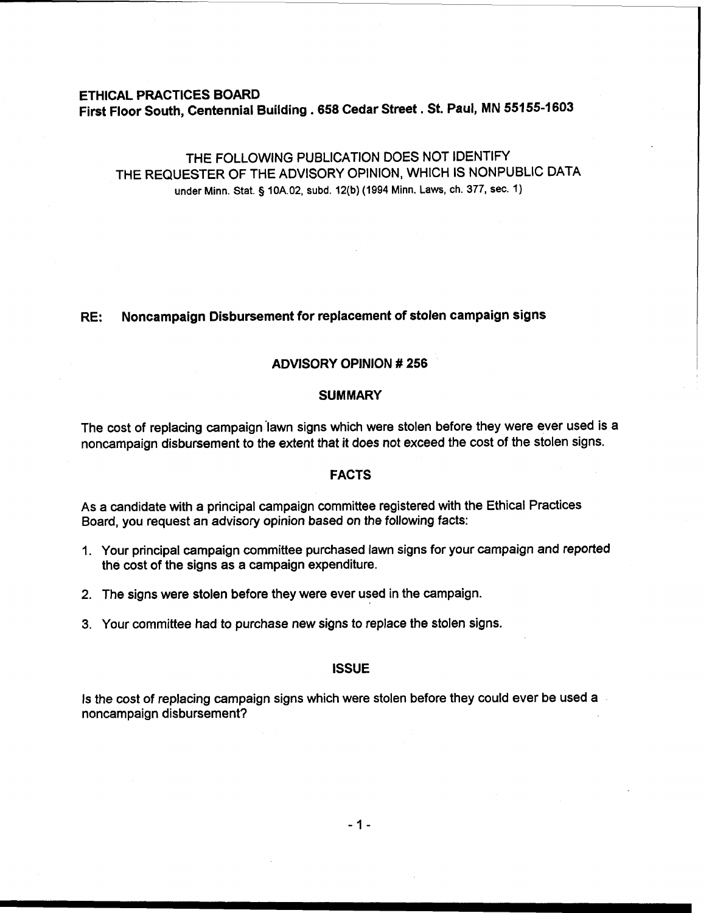**ETHICAL PRACTICES BOARD**
**First Floor South, Centennial Building . 658 Cedar Street . St. Paul, MN 55155-1603**

THE FOLLOWING PUBLICATION DOES NOT IDENTIFY
THE REQUESTER OF THE ADVISORY OPINION, WHICH IS NONPUBLIC DATA
under Minn. Stat. § 10A.02, subd. 12(b) (1994 Minn. Laws, ch. 377, sec. 1)

**RE: Noncampaign Disbursement for replacement of stolen campaign signs**

## ADVISORY OPINION # 256

### SUMMARY

The cost of replacing campaign lawn signs which were stolen before they were ever used is a noncampaign disbursement to the extent that it does not exceed the cost of the stolen signs.

### FACTS

As a candidate with a principal campaign committee registered with the Ethical Practices Board, you request an advisory opinion based on the following facts:

1. Your principal campaign committee purchased lawn signs for your campaign and reported the cost of the signs as a campaign expenditure.
2. The signs were stolen before they were ever used in the campaign.
3. Your committee had to purchase new signs to replace the stolen signs.

### ISSUE

Is the cost of replacing campaign signs which were stolen before they could ever be used a noncampaign disbursement?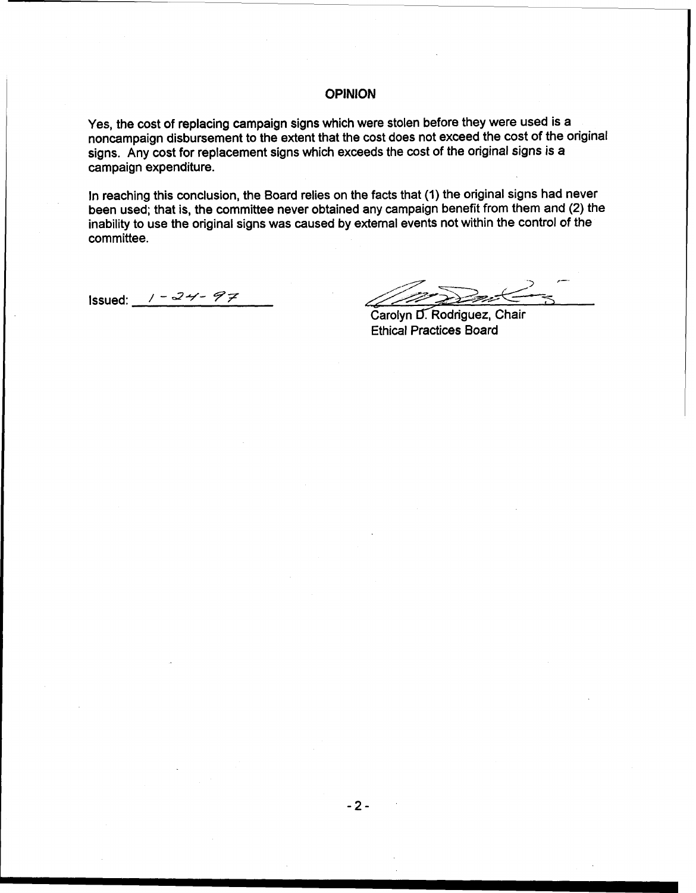## OPINION

Yes, the cost of replacing campaign signs which were stolen before they were used is a noncampaign disbursement to the extent that the cost does not exceed the cost of the original signs. Any cost for replacement signs which exceeds the cost of the original signs is a campaign expenditure.

In reaching this conclusion, the Board relies on the facts that (1) the original signs had never been used; that is, the committee never obtained any campaign benefit from them and (2) the inability to use the original signs was caused by external events not within the control of the committee.

Issued: 1-24-97

Carolyn D. Rodriguez, Chair
Ethical Practices Board